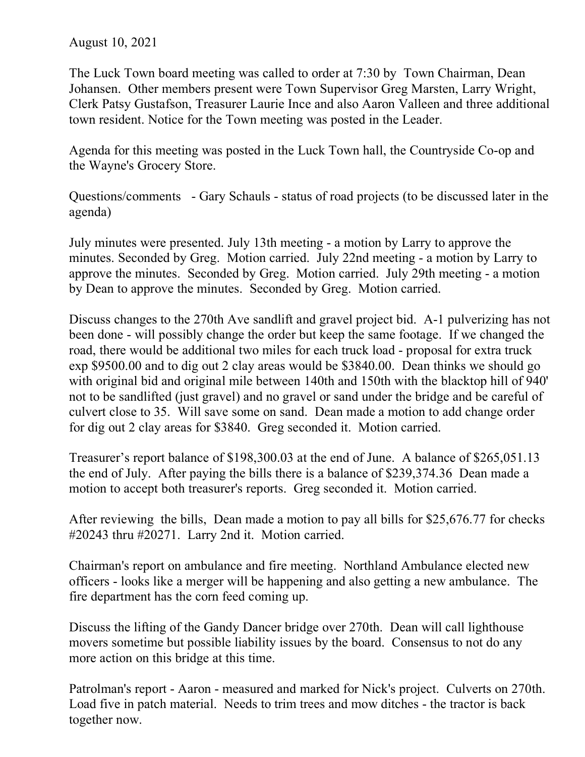August 10, 2021

The Luck Town board meeting was called to order at 7:30 by Town Chairman, Dean Johansen. Other members present were Town Supervisor Greg Marsten, Larry Wright, Clerk Patsy Gustafson, Treasurer Laurie Ince and also Aaron Valleen and three additional town resident. Notice for the Town meeting was posted in the Leader.

Agenda for this meeting was posted in the Luck Town hall, the Countryside Co-op and the Wayne's Grocery Store.

Questions/comments - Gary Schauls - status of road projects (to be discussed later in the agenda)

July minutes were presented. July 13th meeting - a motion by Larry to approve the minutes. Seconded by Greg. Motion carried. July 22nd meeting - a motion by Larry to approve the minutes. Seconded by Greg. Motion carried. July 29th meeting - a motion by Dean to approve the minutes. Seconded by Greg. Motion carried.

Discuss changes to the 270th Ave sandlift and gravel project bid. A-1 pulverizing has not been done - will possibly change the order but keep the same footage. If we changed the road, there would be additional two miles for each truck load - proposal for extra truck exp $9500.00 and to dig out 2 clay areas would be $3840.00. Dean thinks we should go with original bid and original mile between 140th and 150th with the blacktop hill of 940' not to be sandlifted (just gravel) and no gravel or sand under the bridge and be careful of culvert close to 35. Will save some on sand. Dean made a motion to add change order for dig out 2 clay areas for $3840. Greg seconded it. Motion carried.

Treasurer's report balance of $198,300.03 at the end of June. A balance of $265,051.13 the end of July. After paying the bills there is a balance of $239,374.36 Dean made a motion to accept both treasurer's reports. Greg seconded it. Motion carried.

After reviewing the bills, Dean made a motion to pay all bills for $25,676.77 for checks #20243 thru #20271. Larry 2nd it. Motion carried.

Chairman's report on ambulance and fire meeting. Northland Ambulance elected new officers - looks like a merger will be happening and also getting a new ambulance. The fire department has the corn feed coming up.

Discuss the lifting of the Gandy Dancer bridge over 270th. Dean will call lighthouse movers sometime but possible liability issues by the board. Consensus to not do any more action on this bridge at this time.

Patrolman's report - Aaron - measured and marked for Nick's project. Culverts on 270th. Load five in patch material. Needs to trim trees and mow ditches - the tractor is back together now.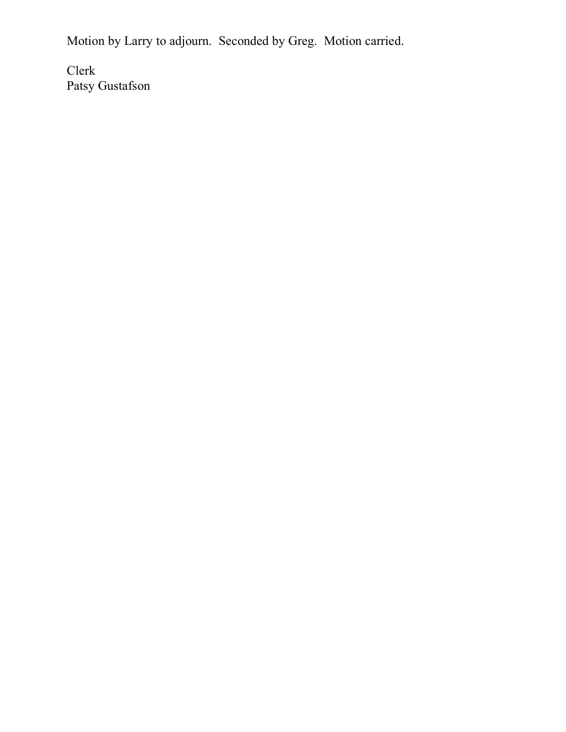Motion by Larry to adjourn. Seconded by Greg. Motion carried.

Clerk
Patsy Gustafson